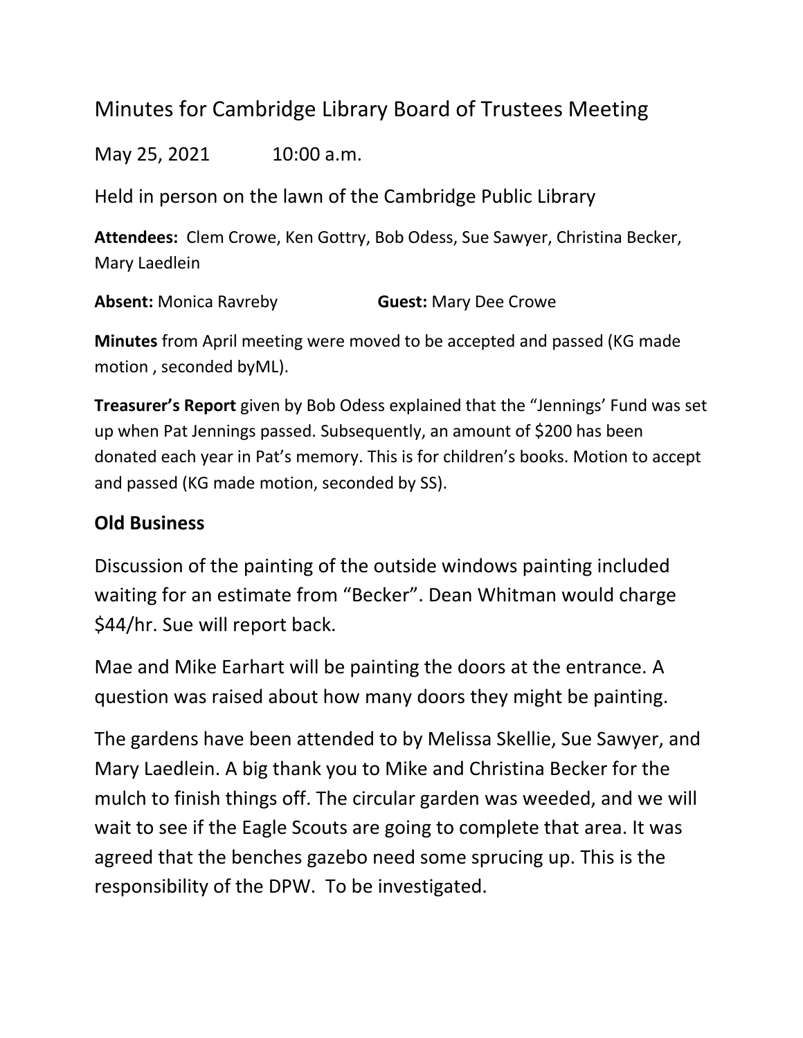# Minutes for Cambridge Library Board of Trustees Meeting

May 25, 2021 10:00 a.m.

Held in person on the lawn of the Cambridge Public Library

**Attendees:** Clem Crowe, Ken Gottry, Bob Odess, Sue Sawyer, Christina Becker, Mary Laedlein

**Absent:** Monica Ravreby **Guest:** Mary Dee Crowe

**Minutes** from April meeting were moved to be accepted and passed (KG made motion , seconded byML).

**Treasurer's Report** given by Bob Odess explained that the "Jennings' Fund was set up when Pat Jennings passed. Subsequently, an amount of $200 has been donated each year in Pat's memory. This is for children's books. Motion to accept and passed (KG made motion, seconded by SS).

## Old Business

Discussion of the painting of the outside windows painting included waiting for an estimate from "Becker". Dean Whitman would charge $44/hr. Sue will report back.

Mae and Mike Earhart will be painting the doors at the entrance. A question was raised about how many doors they might be painting.

The gardens have been attended to by Melissa Skellie, Sue Sawyer, and Mary Laedlein. A big thank you to Mike and Christina Becker for the mulch to finish things off. The circular garden was weeded, and we will wait to see if the Eagle Scouts are going to complete that area. It was agreed that the benches gazebo need some sprucing up. This is the responsibility of the DPW. To be investigated.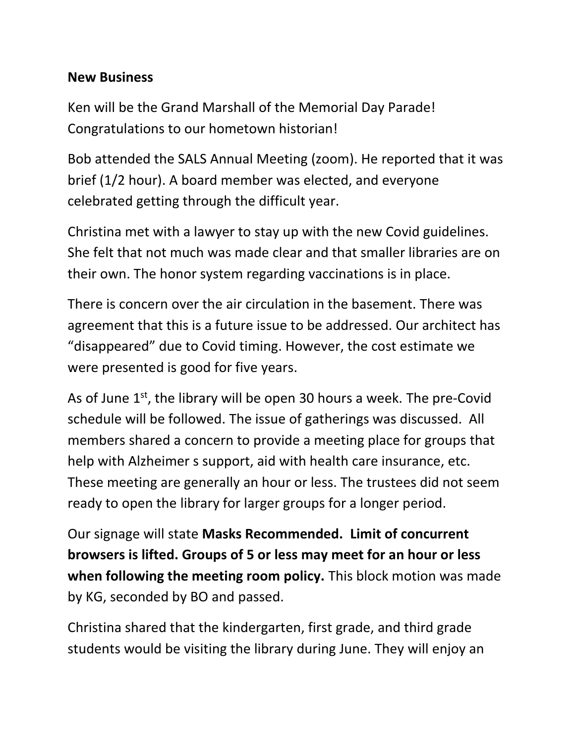**New Business**

Ken will be the Grand Marshall of the Memorial Day Parade! Congratulations to our hometown historian!

Bob attended the SALS Annual Meeting (zoom). He reported that it was brief (1/2 hour). A board member was elected, and everyone celebrated getting through the difficult year.

Christina met with a lawyer to stay up with the new Covid guidelines. She felt that not much was made clear and that smaller libraries are on their own. The honor system regarding vaccinations is in place.

There is concern over the air circulation in the basement. There was agreement that this is a future issue to be addressed. Our architect has "disappeared" due to Covid timing. However, the cost estimate we were presented is good for five years.

As of June 1st, the library will be open 30 hours a week. The pre-Covid schedule will be followed. The issue of gatherings was discussed. All members shared a concern to provide a meeting place for groups that help with Alzheimer s support, aid with health care insurance, etc. These meeting are generally an hour or less. The trustees did not seem ready to open the library for larger groups for a longer period.

Our signage will state **Masks Recommended. Limit of concurrent browsers is lifted. Groups of 5 or less may meet for an hour or less when following the meeting room policy.** This block motion was made by KG, seconded by BO and passed.

Christina shared that the kindergarten, first grade, and third grade students would be visiting the library during June. They will enjoy an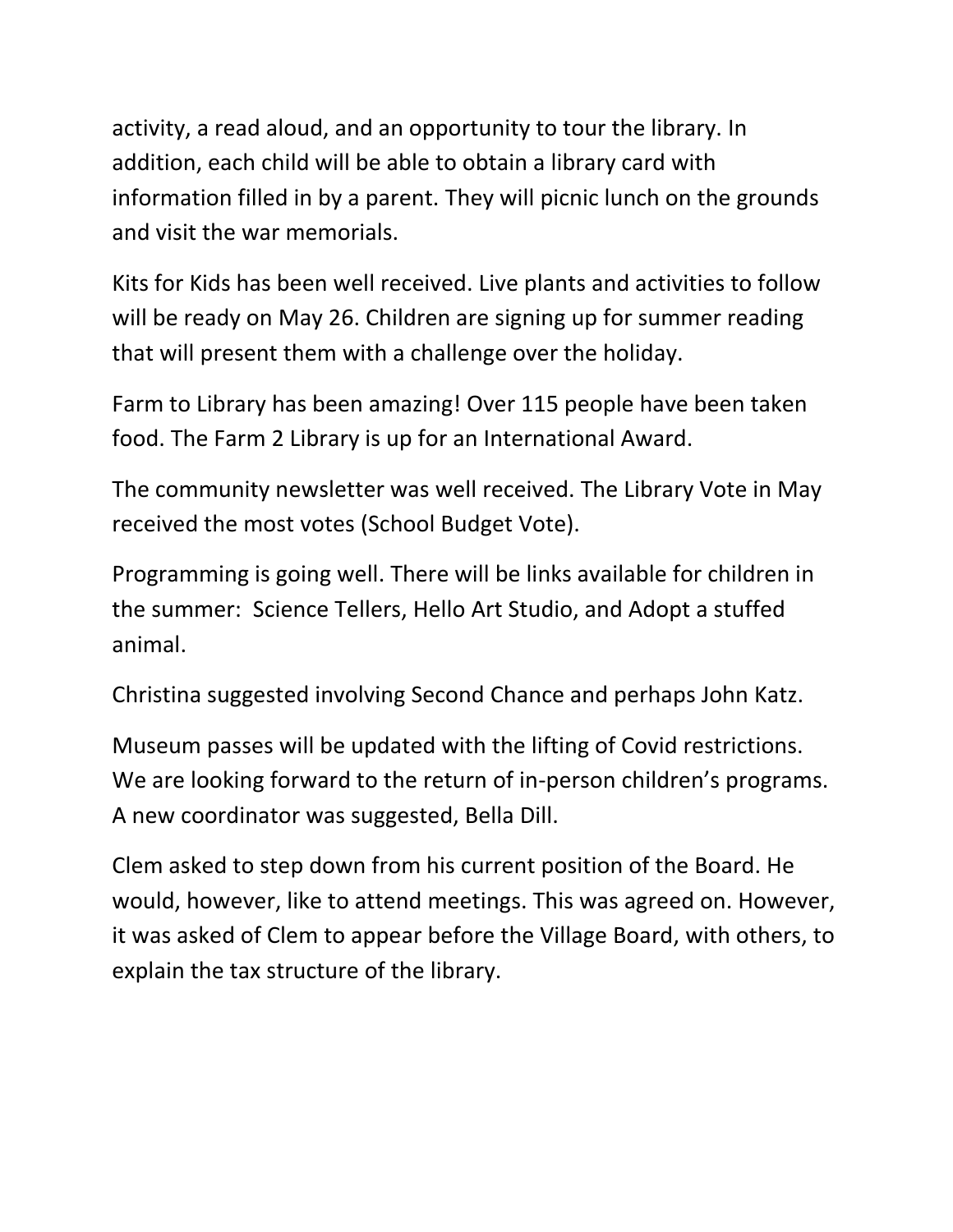activity, a read aloud, and an opportunity to tour the library. In addition, each child will be able to obtain a library card with information filled in by a parent. They will picnic lunch on the grounds and visit the war memorials.

Kits for Kids has been well received. Live plants and activities to follow will be ready on May 26. Children are signing up for summer reading that will present them with a challenge over the holiday.

Farm to Library has been amazing! Over 115 people have been taken food. The Farm 2 Library is up for an International Award.

The community newsletter was well received. The Library Vote in May received the most votes (School Budget Vote).

Programming is going well. There will be links available for children in the summer:  Science Tellers, Hello Art Studio, and Adopt a stuffed animal.

Christina suggested involving Second Chance and perhaps John Katz.

Museum passes will be updated with the lifting of Covid restrictions. We are looking forward to the return of in-person children's programs. A new coordinator was suggested, Bella Dill.

Clem asked to step down from his current position of the Board. He would, however, like to attend meetings. This was agreed on. However, it was asked of Clem to appear before the Village Board, with others, to explain the tax structure of the library.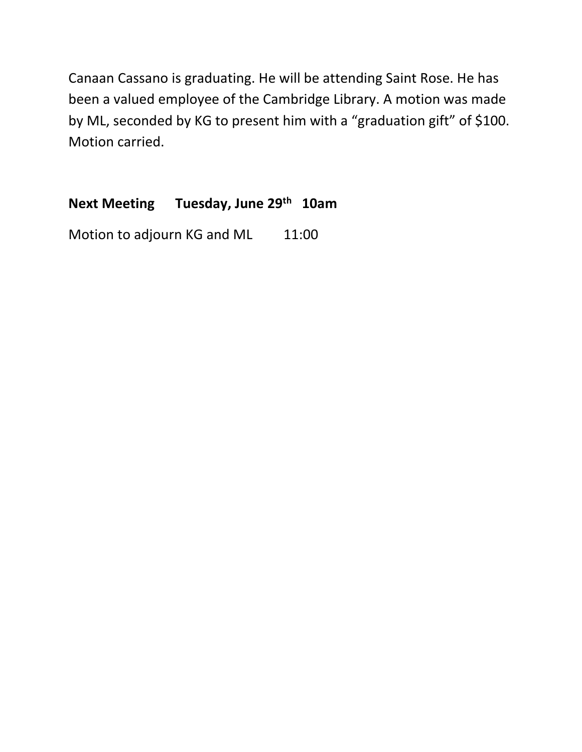Canaan Cassano is graduating. He will be attending Saint Rose. He has been a valued employee of the Cambridge Library. A motion was made by ML, seconded by KG to present him with a "graduation gift" of $100. Motion carried.

**Next Meeting Tuesday, June 29th 10am**

Motion to adjourn KG and ML 11:00